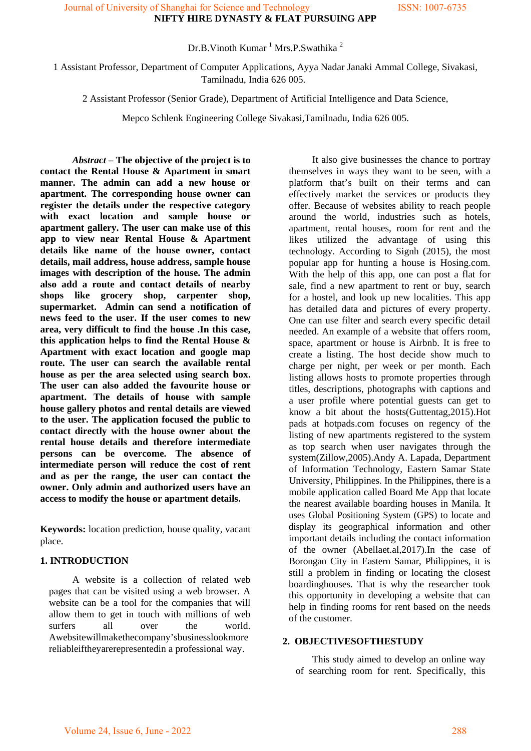# NIFTY HIRE DYNASTY & FLAT PURSUING APP

Dr.B.Vinoth Kumar [1] Mrs.P.Swathika [2]

1 Assistant Professor, Department of Computer Applications, Ayya Nadar Janaki Ammal College, Sivakasi, Tamilnadu, India 626 005.

2 Assistant Professor (Senior Grade), Department of Artificial Intelligence and Data Science,

Mepco Schlenk Engineering College Sivakasi,Tamilnadu, India 626 005.

***Abstract* – The objective of the project is to contact the Rental House & Apartment in smart manner. The admin can add a new house or apartment. The corresponding house owner can register the details under the respective category with exact location and sample house or apartment gallery. The user can make use of this app to view near Rental House & Apartment details like name of the house owner, contact details, mail address, house address, sample house images with description of the house. The admin also add a route and contact details of nearby shops like grocery shop, carpenter shop, supermarket. Admin can send a notification of news feed to the user. If the user comes to new area, very difficult to find the house .In this case, this application helps to find the Rental House & Apartment with exact location and google map route. The user can search the available rental house as per the area selected using search box. The user can also added the favourite house or apartment. The details of house with sample house gallery photos and rental details are viewed to the user. The application focused the public to contact directly with the house owner about the rental house details and therefore intermediate persons can be overcome. The absence of intermediate person will reduce the cost of rent and as per the range, the user can contact the owner. Only admin and authorized users have an access to modify the house or apartment details.**

**Keywords:** location prediction, house quality, vacant place.

## 1. INTRODUCTION

A website is a collection of related web pages that can be visited using a web browser. A website can be a tool for the companies that will allow them to get in touch with millions of web surfers all over the world. Awebsitewillmakethecompany'sbusinesslookmore reliableiftheyarerepresentedin a professional way.

It also give businesses the chance to portray themselves in ways they want to be seen, with a platform that's built on their terms and can effectively market the services or products they offer. Because of websites ability to reach people around the world, industries such as hotels, apartment, rental houses, room for rent and the likes utilized the advantage of using this technology. According to Signh (2015), the most popular app for hunting a house is Hosing.com. With the help of this app, one can post a flat for sale, find a new apartment to rent or buy, search for a hostel, and look up new localities. This app has detailed data and pictures of every property. One can use filter and search every specific detail needed. An example of a website that offers room, space, apartment or house is Airbnb. It is free to create a listing. The host decide show much to charge per night, per week or per month. Each listing allows hosts to promote properties through titles, descriptions, photographs with captions and a user profile where potential guests can get to know a bit about the hosts(Guttentag,2015).Hot pads at hotpads.com focuses on regency of the listing of new apartments registered to the system as top search when user navigates through the system(Zillow,2005).Andy A. Lapada, Department of Information Technology, Eastern Samar State University, Philippines. In the Philippines, there is a mobile application called Board Me App that locate the nearest available boarding houses in Manila. It uses Global Positioning System (GPS) to locate and display its geographical information and other important details including the contact information of the owner (Abellaet.al,2017).In the case of Borongan City in Eastern Samar, Philippines, it is still a problem in finding or locating the closest boardinghouses. That is why the researcher took this opportunity in developing a website that can help in finding rooms for rent based on the needs of the customer.

## 2. OBJECTIVESOFTHESTUDY

This study aimed to develop an online way of searching room for rent. Specifically, this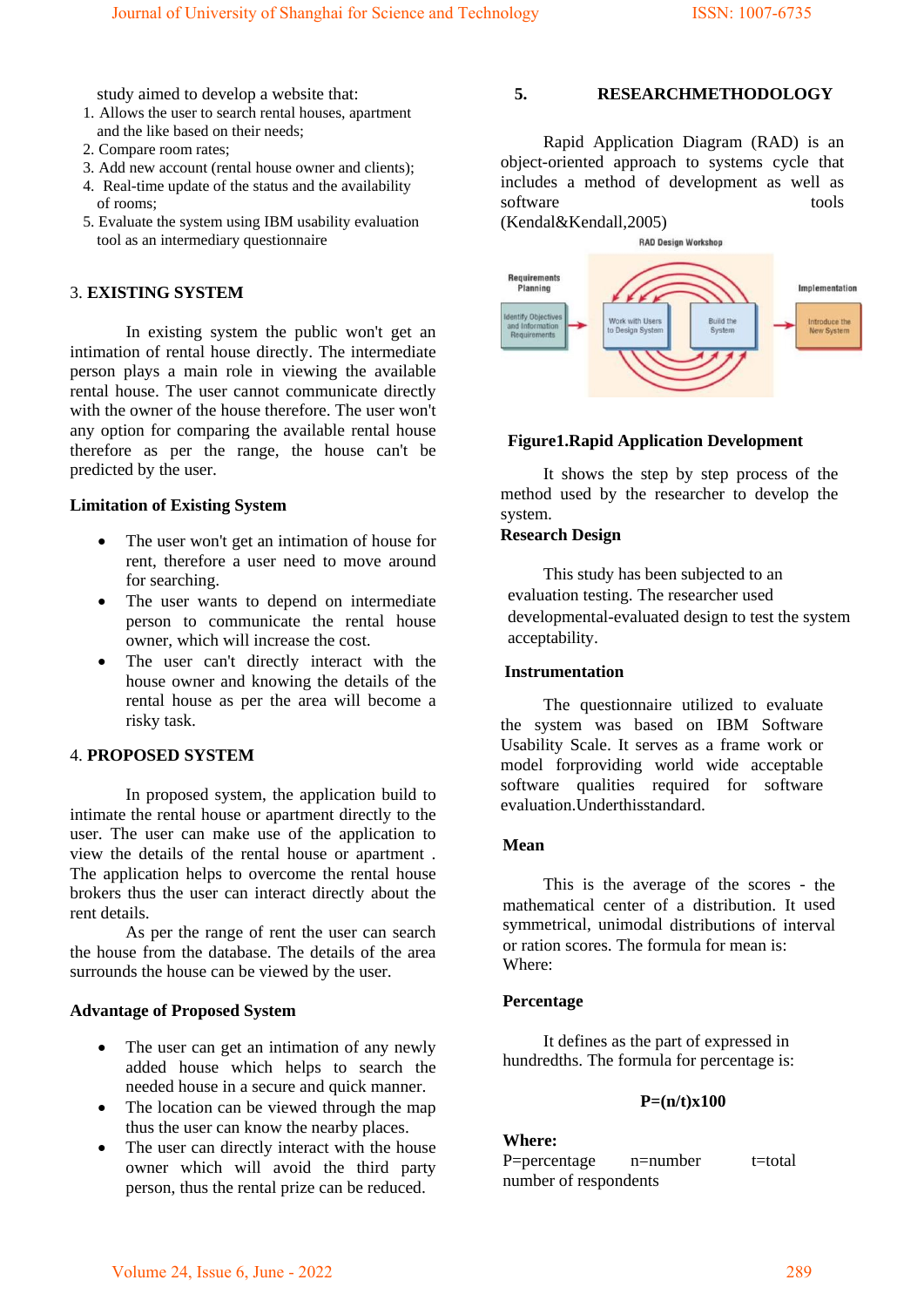study aimed to develop a website that:

1. Allows the user to search rental houses, apartment and the like based on their needs;
2. Compare room rates;
3. Add new account (rental house owner and clients);
4. Real-time update of the status and the availability of rooms;
5. Evaluate the system using IBM usability evaluation tool as an intermediary questionnaire

## 3. EXISTING SYSTEM

In existing system the public won't get an intimation of rental house directly. The intermediate person plays a main role in viewing the available rental house. The user cannot communicate directly with the owner of the house therefore. The user won't any option for comparing the available rental house therefore as per the range, the house can't be predicted by the user.

### Limitation of Existing System

- The user won't get an intimation of house for rent, therefore a user need to move around for searching.
- The user wants to depend on intermediate person to communicate the rental house owner, which will increase the cost.
- The user can't directly interact with the house owner and knowing the details of the rental house as per the area will become a risky task.

## 4. PROPOSED SYSTEM

In proposed system, the application build to intimate the rental house or apartment directly to the user. The user can make use of the application to view the details of the rental house or apartment . The application helps to overcome the rental house brokers thus the user can interact directly about the rent details.

As per the range of rent the user can search the house from the database. The details of the area surrounds the house can be viewed by the user.

### Advantage of Proposed System

- The user can get an intimation of any newly added house which helps to search the needed house in a secure and quick manner.
- The location can be viewed through the map thus the user can know the nearby places.
- The user can directly interact with the house owner which will avoid the third party person, thus the rental prize can be reduced.

## 5. RESEARCHMETHODOLOGY

Rapid Application Diagram (RAD) is an object-oriented approach to systems cycle that includes a method of development as well as software tools (Kendal&Kendall,2005)

RAD Design Workshop

Requirements Planning

Identify Objectives and Information Requirements

Work with Users to Design System

Build the System

Implementation

Introduce the New System

**Figure1.Rapid Application Development**

It shows the step by step process of the method used by the researcher to develop the system.

### Research Design

This study has been subjected to an evaluation testing. The researcher used developmental-evaluated design to test the system acceptability.

### Instrumentation

The questionnaire utilized to evaluate the system was based on IBM Software Usability Scale. It serves as a frame work or model forproviding world wide acceptable software qualities required for software evaluation.Underthisstandard.

### Mean

This is the average of the scores - the mathematical center of a distribution. It used symmetrical, unimodal distributions of interval or ration scores. The formula for mean is:
Where:

### Percentage

It defines as the part of expressed in hundredths. The formula for percentage is:

$$P=(n/t)\times 100$$

**Where:**
P=percentage n=number t=total number of respondents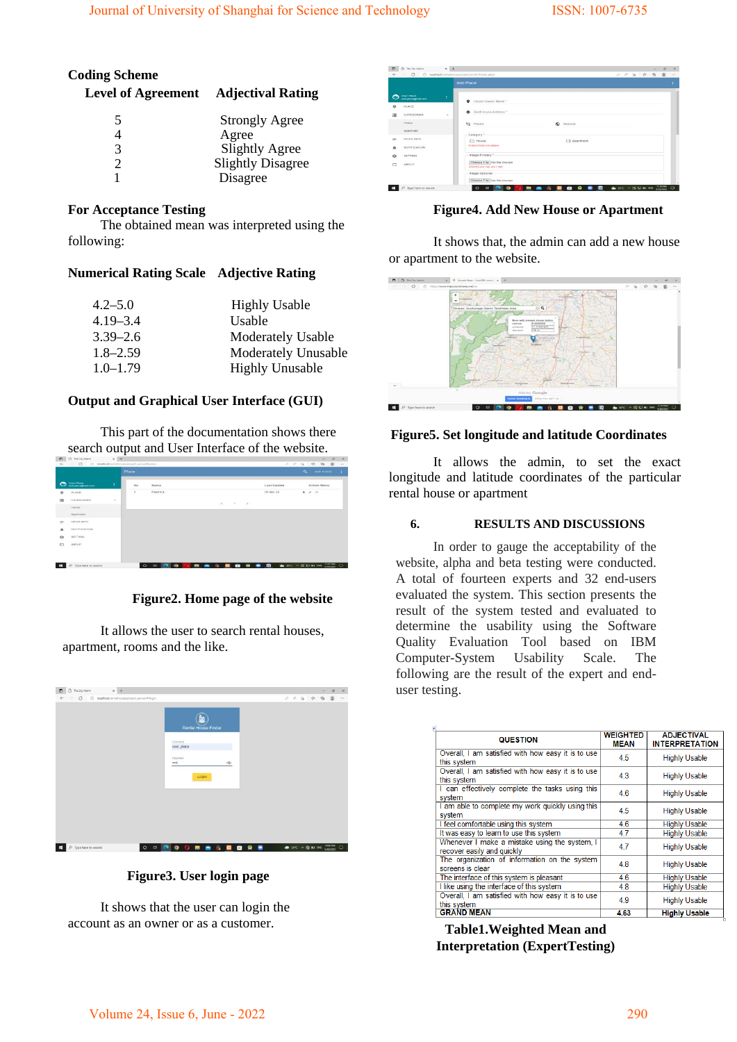**Coding Scheme**

| Level of Agreement | Adjectival Rating |
|---|---|
| 5 | Strongly Agree |
| 4 | Agree |
| 3 | Slightly Agree |
| 2 | Slightly Disagree |
| 1 | Disagree |

**For Acceptance Testing**

The obtained mean was interpreted using the following:

| Numerical Rating Scale | Adjective Rating |
|---|---|
| 4.2–5.0 | Highly Usable |
| 4.19–3.4 | Usable |
| 3.39–2.6 | Moderately Usable |
| 1.8–2.59 | Moderately Unusable |
| 1.0–1.79 | Highly Unusable |

**Output and Graphical User Interface (GUI)**

This part of the documentation shows there search output and User Interface of the website.

**Figure2. Home page of the website**

It allows the user to search rental houses, apartment, rooms and the like.

**Figure3. User login page**

It shows that the user can login the account as an owner or as a customer.

**Figure4. Add New House or Apartment**

It shows that, the admin can add a new house or apartment to the website.

**Figure5. Set longitude and latitude Coordinates**

It allows the admin, to set the exact longitude and latitude coordinates of the particular rental house or apartment

## 6. RESULTS AND DISCUSSIONS

In order to gauge the acceptability of the website, alpha and beta testing were conducted. A total of fourteen experts and 32 end-users evaluated the system. This section presents the result of the system tested and evaluated to determine the usability using the Software Quality Evaluation Tool based on IBM Computer-System Usability Scale. The following are the result of the expert and end-user testing.

| QUESTION | WEIGHTED MEAN | ADJECTIVAL INTERPRETATION |
|---|---|---|
| Overall, I am satisfied with how easy it is to use this system | 4.5 | Highly Usable |
| Overall, I am satisfied with how easy it is to use this system | 4.3 | Highly Usable |
| I can effectively complete the tasks using this system | 4.6 | Highly Usable |
| I am able to complete my work quickly using this system | 4.5 | Highly Usable |
| I feel comfortable using this system | 4.6 | Highly Usable |
| It was easy to learn to use this system | 4.7 | Highly Usable |
| Whenever I make a mistake using the system, I recover easily and quickly | 4.7 | Highly Usable |
| The organization of information on the system screens is clear | 4.8 | Highly Usable |
| The interface of this system is pleasant | 4.6 | Highly Usable |
| I like using the interface of this system | 4.8 | Highly Usable |
| Overall, I am satisfied with how easy it is to use this system | 4.9 | Highly Usable |
| **GRAND MEAN** | **4.63** | **Highly Usable** |

**Table1.Weighted Mean and Interpretation (ExpertTesting)**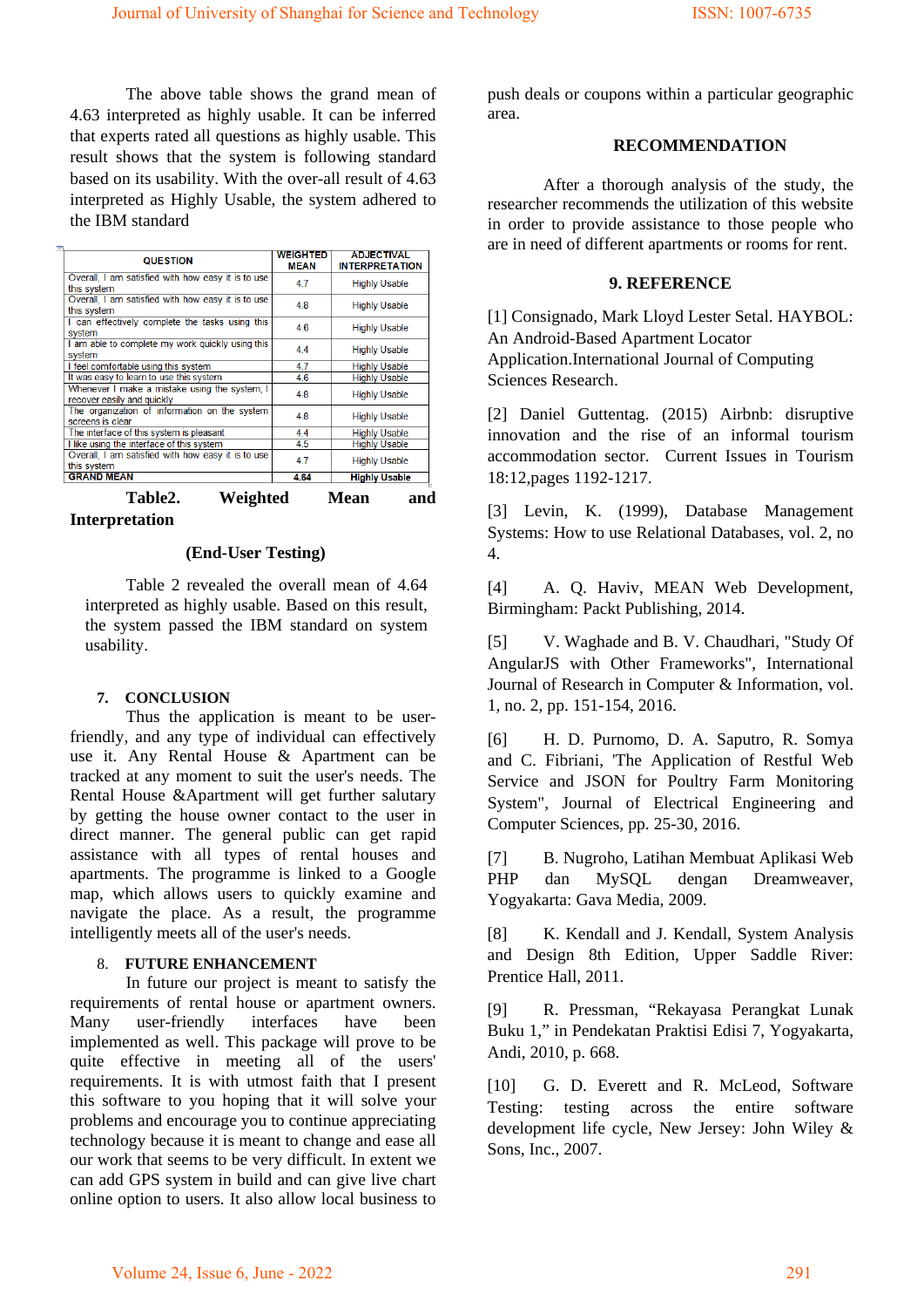The above table shows the grand mean of 4.63 interpreted as highly usable. It can be inferred that experts rated all questions as highly usable. This result shows that the system is following standard based on its usability. With the over-all result of 4.63 interpreted as Highly Usable, the system adhered to the IBM standard

| QUESTION | WEIGHTED MEAN | ADJECTIVAL INTERPRETATION |
|---|---|---|
| Overall, I am satisfied with how easy it is to use this system | 4.7 | Highly Usable |
| Overall, I am satisfied with how easy it is to use this system | 4.8 | Highly Usable |
| I can effectively complete the tasks using this system | 4.6 | Highly Usable |
| I am able to complete my work quickly using this system | 4.4 | Highly Usable |
| I feel comfortable using this system | 4.7 | Highly Usable |
| It was easy to learn to use this system | 4.6 | Highly Usable |
| Whenever I make a mistake using the system, I recover easily and quickly | 4.8 | Highly Usable |
| The organization of information on the system screens is clear | 4.8 | Highly Usable |
| The interface of this system is pleasant | 4.4 | Highly Usable |
| I like using the interface of this system | 4.5 | Highly Usable |
| Overall, I am satisfied with how easy it is to use this system | 4.7 | Highly Usable |
| **GRAND MEAN** | **4.64** | **Highly Usable** |

**Table2. Weighted Mean and Interpretation**

**(End-User Testing)**

Table 2 revealed the overall mean of 4.64 interpreted as highly usable. Based on this result, the system passed the IBM standard on system usability.

## 7. CONCLUSION

Thus the application is meant to be user-friendly, and any type of individual can effectively use it. Any Rental House & Apartment can be tracked at any moment to suit the user's needs. The Rental House &Apartment will get further salutary by getting the house owner contact to the user in direct manner. The general public can get rapid assistance with all types of rental houses and apartments. The programme is linked to a Google map, which allows users to quickly examine and navigate the place. As a result, the programme intelligently meets all of the user's needs.

## 8. FUTURE ENHANCEMENT

In future our project is meant to satisfy the requirements of rental house or apartment owners. Many user-friendly interfaces have been implemented as well. This package will prove to be quite effective in meeting all of the users' requirements. It is with utmost faith that I present this software to you hoping that it will solve your problems and encourage you to continue appreciating technology because it is meant to change and ease all our work that seems to be very difficult. In extent we can add GPS system in build and can give live chart online option to users. It also allow local business to push deals or coupons within a particular geographic area.

## RECOMMENDATION

After a thorough analysis of the study, the researcher recommends the utilization of this website in order to provide assistance to those people who are in need of different apartments or rooms for rent.

## 9. REFERENCE

[1] Consignado, Mark Lloyd Lester Setal. HAYBOL: An Android-Based Apartment Locator Application.International Journal of Computing Sciences Research.

[2] Daniel Guttentag. (2015) Airbnb: disruptive innovation and the rise of an informal tourism accommodation sector. Current Issues in Tourism 18:12,pages 1192-1217.

[3] Levin, K. (1999), Database Management Systems: How to use Relational Databases, vol. 2, no 4.

[4] A. Q. Haviv, MEAN Web Development, Birmingham: Packt Publishing, 2014.

[5] V. Waghade and B. V. Chaudhari, "Study Of AngularJS with Other Frameworks", International Journal of Research in Computer & Information, vol. 1, no. 2, pp. 151-154, 2016.

[6] H. D. Purnomo, D. A. Saputro, R. Somya and C. Fibriani, 'The Application of Restful Web Service and JSON for Poultry Farm Monitoring System", Journal of Electrical Engineering and Computer Sciences, pp. 25-30, 2016.

[7] B. Nugroho, Latihan Membuat Aplikasi Web PHP dan MySQL dengan Dreamweaver, Yogyakarta: Gava Media, 2009.

[8] K. Kendall and J. Kendall, System Analysis and Design 8th Edition, Upper Saddle River: Prentice Hall, 2011.

[9] R. Pressman, "Rekayasa Perangkat Lunak Buku 1," in Pendekatan Praktisi Edisi 7, Yogyakarta, Andi, 2010, p. 668.

[10] G. D. Everett and R. McLeod, Software Testing: testing across the entire software development life cycle, New Jersey: John Wiley & Sons, Inc., 2007.